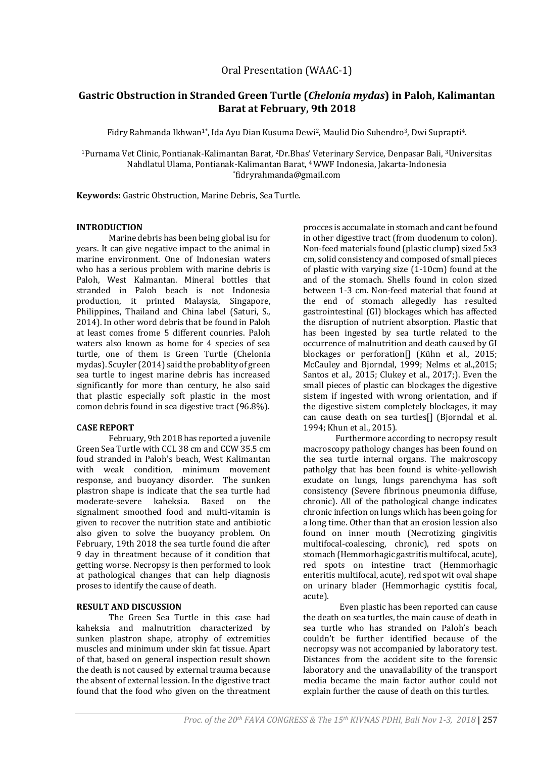Oral Presentation (WAAC-1)

# Gastric Obstruction in Stranded Green Turtle (*Chelonia mydas*) in Paloh, Kalimantan Barat at February, 9th 2018

Fidry Rahmanda Ikhwan[1*], Ida Ayu Dian Kusuma Dewi[2], Maulid Dio Suhendro[3], Dwi Suprapti[4].

[1]Purnama Vet Clinic, Pontianak-Kalimantan Barat, [2]Dr.Bhas' Veterinary Service, Denpasar Bali, [3]Universitas Nahdlatul Ulama, Pontianak-Kalimantan Barat, [4] WWF Indonesia, Jakarta-Indonesia
*fidryrahmanda@gmail.com

**Keywords:** Gastric Obstruction, Marine Debris, Sea Turtle.

## INTRODUCTION

Marine debris has been being global isu for years. It can give negative impact to the animal in marine environment. One of Indonesian waters who has a serious problem with marine debris is Paloh, West Kalmantan. Mineral bottles that stranded in Paloh beach is not Indonesia production, it printed Malaysia, Singapore, Philippines, Thailand and China label (Saturi, S., 2014). In other word debris that be found in Paloh at least comes frome 5 different counries. Paloh waters also known as home for 4 species of sea turtle, one of them is Green Turtle (Chelonia mydas). Scuyler (2014) said the probablity of green sea turtle to ingest marine debris has increased significantly for more than century, he also said that plastic especially soft plastic in the most comon debris found in sea digestive tract (96.8%).

## CASE REPORT

February, 9th 2018 has reported a juvenile Green Sea Turtle with CCL 38 cm and CCW 35.5 cm foud stranded in Paloh's beach, West Kalimantan with weak condition, minimum movement response, and buoyancy disorder. The sunken plastron shape is indicate that the sea turtle had moderate-severe kaheksia. Based on the signalment smoothed food and multi-vitamin is given to recover the nutrition state and antibiotic also given to solve the buoyancy problem. On February, 19th 2018 the sea turtle found die after 9 day in threatment because of it condition that getting worse. Necropsy is then performed to look at pathological changes that can help diagnosis proses to identify the cause of death.

## RESULT AND DISCUSSION

The Green Sea Turtle in this case had kaheksia and malnutrition characterized by sunken plastron shape, atrophy of extremities muscles and minimum under skin fat tissue. Apart of that, based on general inspection result shown the death is not caused by external trauma because the absent of external lession. In the digestive tract found that the food who given on the threatment procces is accumalate in stomach and cant be found in other digestive tract (from duodenum to colon). Non-feed materials found (plastic clump) sized 5x3 cm, solid consistency and composed of small pieces of plastic with varying size (1-10cm) found at the and of the stomach. Shells found in colon sized between 1-3 cm. Non-feed material that found at the end of stomach allegedly has resulted gastrointestinal (GI) blockages which has affected the disruption of nutrient absorption. Plastic that has been ingested by sea turtle related to the occurrence of malnutrition and death caused by GI blockages or perforation[] (Kühn et al., 2015; McCauley and Bjorndal, 1999; Nelms et al.,2015; Santos et al., 2015; Clukey et al., 2017;). Even the small pieces of plastic can blockages the digestive sistem if ingested with wrong orientation, and if the digestive sistem completely blockages, it may can cause death on sea turtles[] (Bjorndal et al. 1994; Khun et al., 2015).

Furthermore according to necropsy result macroscopy pathology changes has been found on the sea turtle internal organs. The makroscopy patholgy that has been found is white-yellowish exudate on lungs, lungs parenchyma has soft consistency (Severe fibrinous pneumonia diffuse, chronic). All of the pathological change indicates chronic infection on lungs which has been going for a long time. Other than that an erosion lesion also found on inner mouth (Necrotizing gingivitis multifocal-coalescing, chronic), red spots on stomach (Hemmorhagic gastritis multifocal, acute), red spots on intestine tract (Hemmorhagic enteritis multifocal, acute), red spot wit oval shape on urinary blader (Hemmorhagic cystitis focal, acute).

Even plastic has been reported can cause the death on sea turtles, the main cause of death in sea turtle who has stranded on Paloh's beach couldn't be further identified because of the necropsy was not accompanied by laboratory test. Distances from the accident site to the forensic laboratory and the unavailability of the transport media became the main factor author could not explain further the cause of death on this turtles.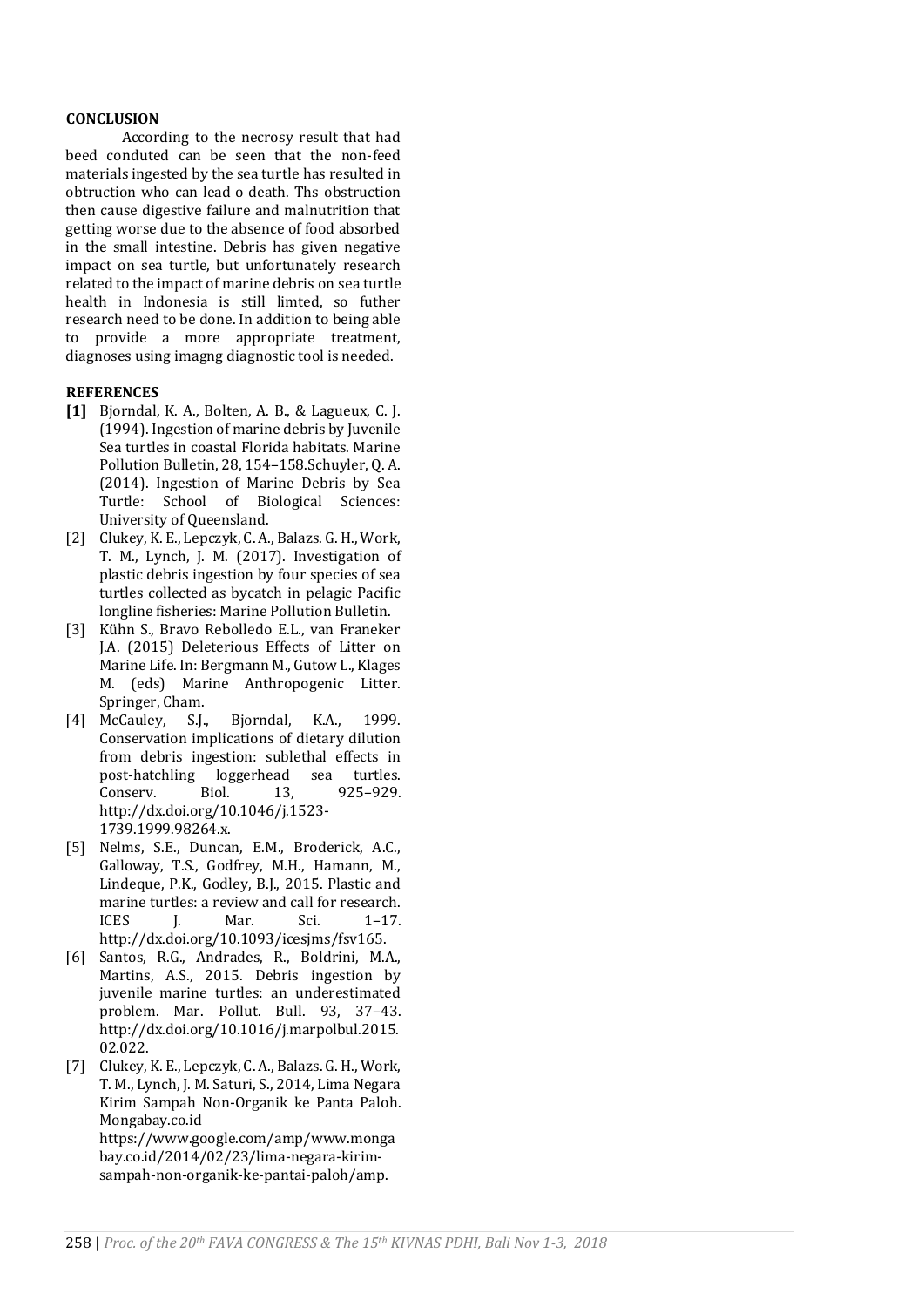**CONCLUSION**

According to the necrosy result that had beed conduted can be seen that the non-feed materials ingested by the sea turtle has resulted in obtruction who can lead o death. Ths obstruction then cause digestive failure and malnutrition that getting worse due to the absence of food absorbed in the small intestine. Debris has given negative impact on sea turtle, but unfortunately research related to the impact of marine debris on sea turtle health in Indonesia is still limted, so futher research need to be done. In addition to being able to provide a more appropriate treatment, diagnoses using imagng diagnostic tool is needed.

**REFERENCES**

- **[1]** Bjorndal, K. A., Bolten, A. B., & Lagueux, C. J. (1994). Ingestion of marine debris by Juvenile Sea turtles in coastal Florida habitats. Marine Pollution Bulletin, 28, 154–158.Schuyler, Q. A. (2014). Ingestion of Marine Debris by Sea Turtle: School of Biological Sciences: University of Queensland.
- [2] Clukey, K. E., Lepczyk, C. A., Balazs. G. H., Work, T. M., Lynch, J. M. (2017). Investigation of plastic debris ingestion by four species of sea turtles collected as bycatch in pelagic Pacific longline fisheries: Marine Pollution Bulletin.
- [3] Kühn S., Bravo Rebolledo E.L., van Franeker J.A. (2015) Deleterious Effects of Litter on Marine Life. In: Bergmann M., Gutow L., Klages M. (eds) Marine Anthropogenic Litter. Springer, Cham.
- [4] McCauley, S.J., Bjorndal, K.A., 1999. Conservation implications of dietary dilution from debris ingestion: sublethal effects in post-hatchling loggerhead sea turtles. Conserv. Biol. 13, 925–929. http://dx.doi.org/10.1046/j.1523-1739.1999.98264.x.
- [5] Nelms, S.E., Duncan, E.M., Broderick, A.C., Galloway, T.S., Godfrey, M.H., Hamann, M., Lindeque, P.K., Godley, B.J., 2015. Plastic and marine turtles: a review and call for research. ICES J. Mar. Sci. 1–17. http://dx.doi.org/10.1093/icesjms/fsv165.
- [6] Santos, R.G., Andrades, R., Boldrini, M.A., Martins, A.S., 2015. Debris ingestion by juvenile marine turtles: an underestimated problem. Mar. Pollut. Bull. 93, 37–43. http://dx.doi.org/10.1016/j.marpolbul.2015.02.022.
- [7] Clukey, K. E., Lepczyk, C. A., Balazs. G. H., Work, T. M., Lynch, J. M. Saturi, S., 2014, Lima Negara Kirim Sampah Non-Organik ke Panta Paloh. Mongabay.co.id https://www.google.com/amp/www.mongabay.co.id/2014/02/23/lima-negara-kirim-sampah-non-organik-ke-pantai-paloh/amp.